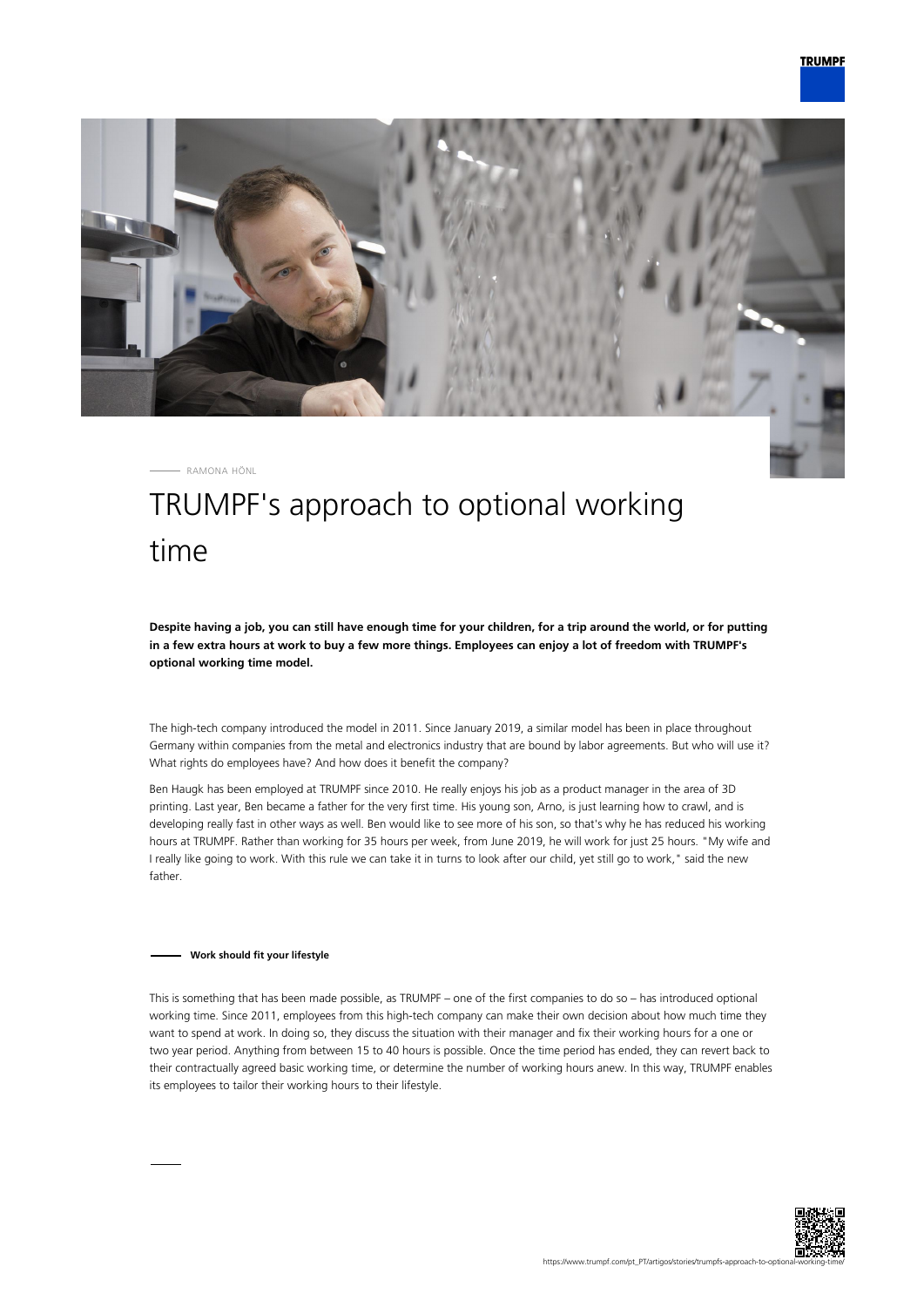RAMONA HÖNL

# TRUMPF's approach to optional working time

**Despite having a job, you can still have enough time for your children, for a trip around the world, or for putting in a few extra hours at work to buy a few more things. Employees can enjoy a lot of freedom with TRUMPF's optional working time model.**

The high-tech company introduced the model in 2011. Since January 2019, a similar model has been in place throughout Germany within companies from the metal and electronics industry that are bound by labor agreements. But who will use it? What rights do employees have? And how does it benefit the company?

Ben Haugk has been employed at TRUMPF since 2010. He really enjoys his job as a product manager in the area of 3D printing. Last year, Ben became a father for the very first time. His young son, Arno, is just learning how to crawl, and is developing really fast in other ways as well. Ben would like to see more of his son, so that's why he has reduced his working hours at TRUMPF. Rather than working for 35 hours per week, from June 2019, he will work for just 25 hours. "My wife and I really like going to work. With this rule we can take it in turns to look after our child, yet still go to work," said the new father.

## Work should fit your lifestyle

This is something that has been made possible, as TRUMPF – one of the first companies to do so – has introduced optional working time. Since 2011, employees from this high-tech company can make their own decision about how much time they want to spend at work. In doing so, they discuss the situation with their manager and fix their working hours for a one or two year period. Anything from between 15 to 40 hours is possible. Once the time period has ended, they can revert back to their contractually agreed basic working time, or determine the number of working hours anew. In this way, TRUMPF enables its employees to tailor their working hours to their lifestyle.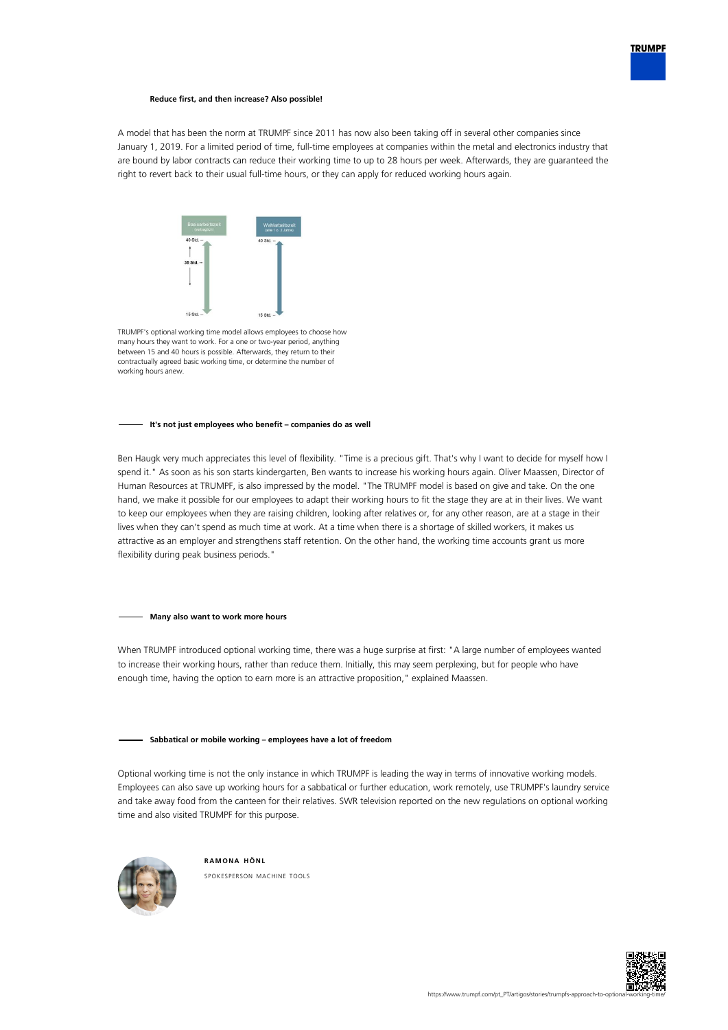**Reduce first, and then increase? Also possible!**

A model that has been the norm at TRUMPF since 2011 has now also been taking off in several other companies since January 1, 2019. For a limited period of time, full-time employees at companies within the metal and electronics industry that are bound by labor contracts can reduce their working time to up to 28 hours per week. Afterwards, they are guaranteed the right to revert back to their usual full-time hours, or they can apply for reduced working hours again.

Basisarbeitszeit (vertraglich)
40 Std.
35 Std.
15 Std.
Wahlarbeitszeit (alle 1 o. 2 Jahre)
40 Std.
15 Std.

TRUMPF's optional working time model allows employees to choose how many hours they want to work. For a one or two-year period, anything between 15 and 40 hours is possible. Afterwards, they return to their contractually agreed basic working time, or determine the number of working hours anew.

## It's not just employees who benefit – companies do as well

Ben Haugk very much appreciates this level of flexibility. "Time is a precious gift. That's why I want to decide for myself how I spend it." As soon as his son starts kindergarten, Ben wants to increase his working hours again. Oliver Maassen, Director of Human Resources at TRUMPF, is also impressed by the model. "The TRUMPF model is based on give and take. On the one hand, we make it possible for our employees to adapt their working hours to fit the stage they are at in their lives. We want to keep our employees when they are raising children, looking after relatives or, for any other reason, are at a stage in their lives when they can't spend as much time at work. At a time when there is a shortage of skilled workers, it makes us attractive as an employer and strengthens staff retention. On the other hand, the working time accounts grant us more flexibility during peak business periods."

## Many also want to work more hours

When TRUMPF introduced optional working time, there was a huge surprise at first: "A large number of employees wanted to increase their working hours, rather than reduce them. Initially, this may seem perplexing, but for people who have enough time, having the option to earn more is an attractive proposition," explained Maassen.

## Sabbatical or mobile working – employees have a lot of freedom

Optional working time is not the only instance in which TRUMPF is leading the way in terms of innovative working models. Employees can also save up working hours for a sabbatical or further education, work remotely, use TRUMPF's laundry service and take away food from the canteen for their relatives. SWR television reported on the new regulations on optional working time and also visited TRUMPF for this purpose.

**RAMONA HÖNL**

SPOKESPERSON MACHINE TOOLS